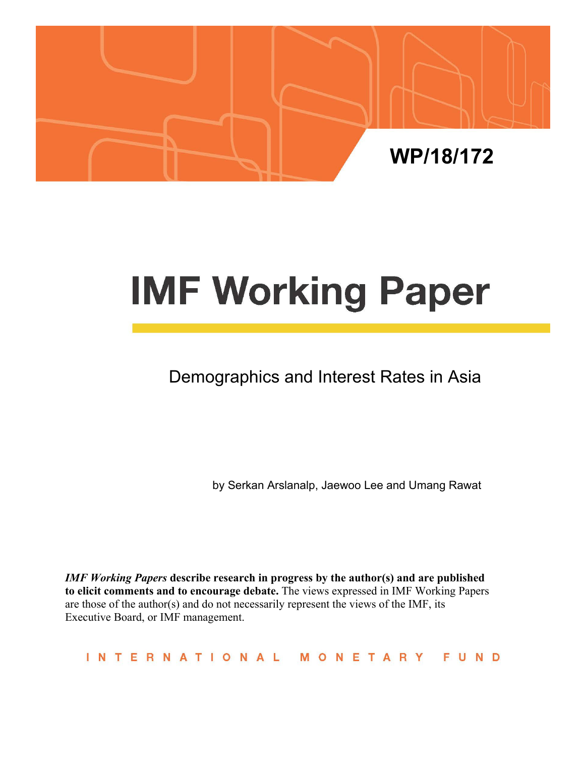WP/18/172

# IMF Working Paper

## Demographics and Interest Rates in Asia

by Serkan Arslanalp, Jaewoo Lee and Umang Rawat

***IMF Working Papers* describe research in progress by the author(s) and are published to elicit comments and to encourage debate.** The views expressed in IMF Working Papers are those of the author(s) and do not necessarily represent the views of the IMF, its Executive Board, or IMF management.

INTERNATIONAL MONETARY FUND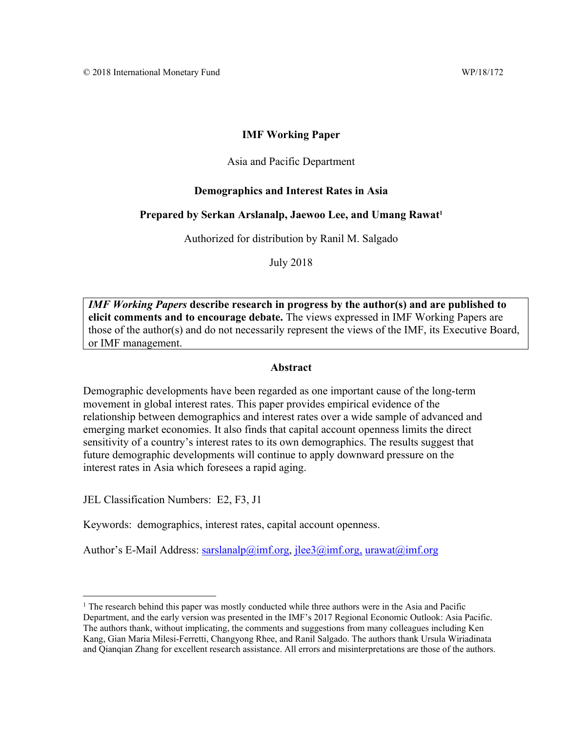© 2018 International Monetary Fund WP/18/172

**IMF Working Paper**

Asia and Pacific Department

**Demographics and Interest Rates in Asia**

**Prepared by Serkan Arslanalp, Jaewoo Lee, and Umang Rawat[1]**

Authorized for distribution by Ranil M. Salgado

July 2018

> ***IMF Working Papers* describe research in progress by the author(s) and are published to elicit comments and to encourage debate.** The views expressed in IMF Working Papers are those of the author(s) and do not necessarily represent the views of the IMF, its Executive Board, or IMF management.

**Abstract**

Demographic developments have been regarded as one important cause of the long-term movement in global interest rates. This paper provides empirical evidence of the relationship between demographics and interest rates over a wide sample of advanced and emerging market economies. It also finds that capital account openness limits the direct sensitivity of a country's interest rates to its own demographics. The results suggest that future demographic developments will continue to apply downward pressure on the interest rates in Asia which foresees a rapid aging.

JEL Classification Numbers: E2, F3, J1

Keywords: demographics, interest rates, capital account openness.

Author's E-Mail Address: sarslanalp@imf.org, jlee3@imf.org, urawat@imf.org

---

[1] The research behind this paper was mostly conducted while three authors were in the Asia and Pacific Department, and the early version was presented in the IMF's 2017 Regional Economic Outlook: Asia Pacific. The authors thank, without implicating, the comments and suggestions from many colleagues including Ken Kang, Gian Maria Milesi-Ferretti, Changyong Rhee, and Ranil Salgado. The authors thank Ursula Wiriadinata and Qianqian Zhang for excellent research assistance. All errors and misinterpretations are those of the authors.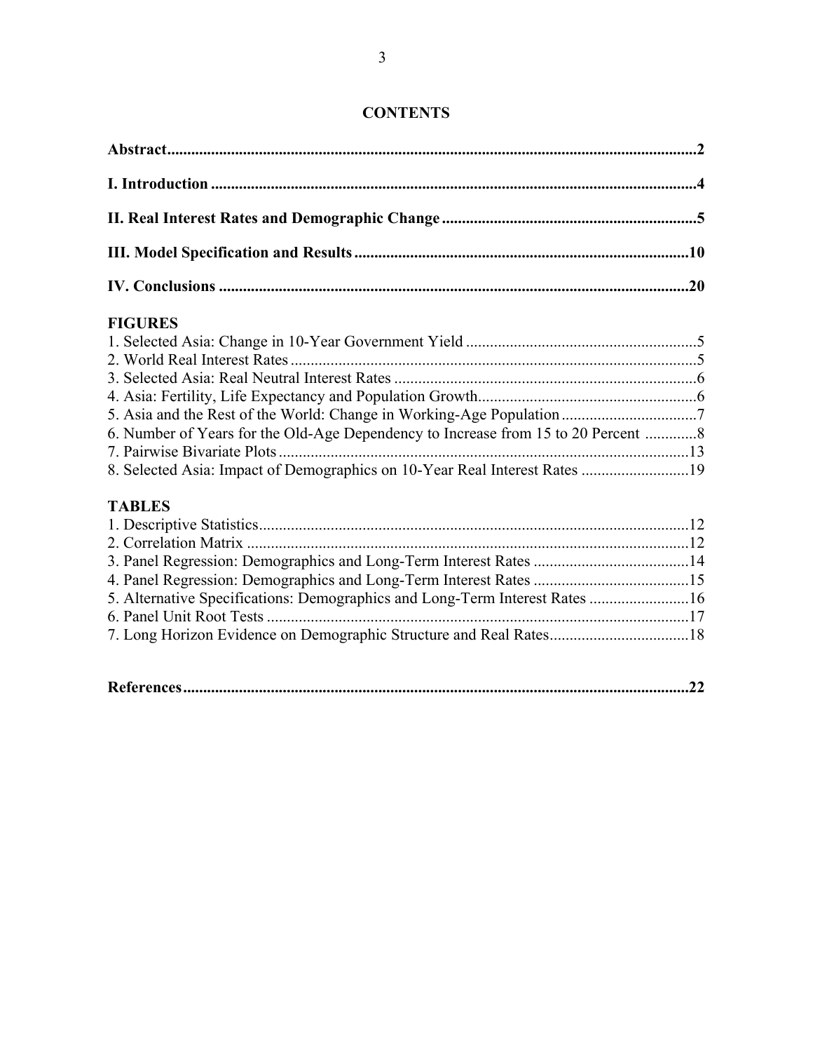# CONTENTS

**Abstract** ..... **2**

**I. Introduction** ..... **4**

**II. Real Interest Rates and Demographic Change** ..... **5**

**III. Model Specification and Results** ..... **10**

**IV. Conclusions** ..... **20**

## FIGURES

1. Selected Asia: Change in 10-Year Government Yield ..... 5
2. World Real Interest Rates ..... 5
3. Selected Asia: Real Neutral Interest Rates ..... 6
4. Asia: Fertility, Life Expectancy and Population Growth ..... 6
5. Asia and the Rest of the World: Change in Working-Age Population ..... 7
6. Number of Years for the Old-Age Dependency to Increase from 15 to 20 Percent ..... 8
7. Pairwise Bivariate Plots ..... 13
8. Selected Asia: Impact of Demographics on 10-Year Real Interest Rates ..... 19

## TABLES

1. Descriptive Statistics ..... 12
2. Correlation Matrix ..... 12
3. Panel Regression: Demographics and Long-Term Interest Rates ..... 14
4. Panel Regression: Demographics and Long-Term Interest Rates ..... 15
5. Alternative Specifications: Demographics and Long-Term Interest Rates ..... 16
6. Panel Unit Root Tests ..... 17
7. Long Horizon Evidence on Demographic Structure and Real Rates ..... 18

**References** ..... **22**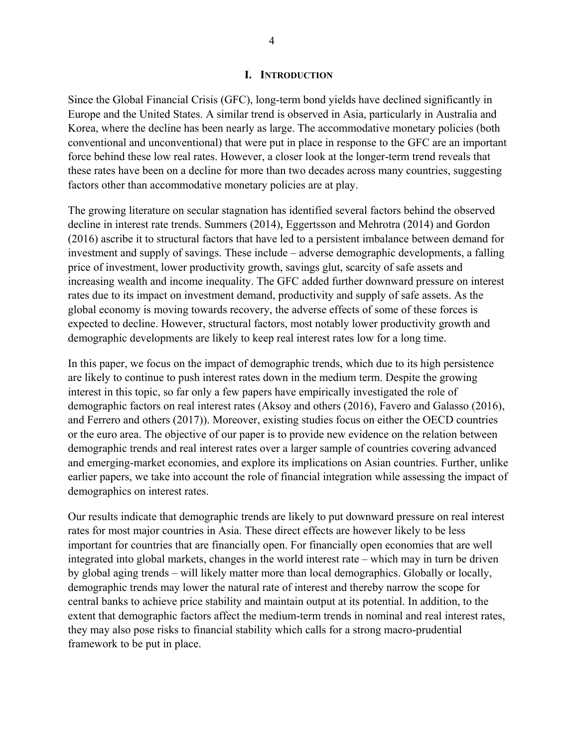# I. Introduction

Since the Global Financial Crisis (GFC), long-term bond yields have declined significantly in Europe and the United States. A similar trend is observed in Asia, particularly in Australia and Korea, where the decline has been nearly as large. The accommodative monetary policies (both conventional and unconventional) that were put in place in response to the GFC are an important force behind these low real rates. However, a closer look at the longer-term trend reveals that these rates have been on a decline for more than two decades across many countries, suggesting factors other than accommodative monetary policies are at play.

The growing literature on secular stagnation has identified several factors behind the observed decline in interest rate trends. Summers (2014), Eggertsson and Mehrotra (2014) and Gordon (2016) ascribe it to structural factors that have led to a persistent imbalance between demand for investment and supply of savings. These include – adverse demographic developments, a falling price of investment, lower productivity growth, savings glut, scarcity of safe assets and increasing wealth and income inequality. The GFC added further downward pressure on interest rates due to its impact on investment demand, productivity and supply of safe assets. As the global economy is moving towards recovery, the adverse effects of some of these forces is expected to decline. However, structural factors, most notably lower productivity growth and demographic developments are likely to keep real interest rates low for a long time.

In this paper, we focus on the impact of demographic trends, which due to its high persistence are likely to continue to push interest rates down in the medium term. Despite the growing interest in this topic, so far only a few papers have empirically investigated the role of demographic factors on real interest rates (Aksoy and others (2016), Favero and Galasso (2016), and Ferrero and others (2017)). Moreover, existing studies focus on either the OECD countries or the euro area. The objective of our paper is to provide new evidence on the relation between demographic trends and real interest rates over a larger sample of countries covering advanced and emerging-market economies, and explore its implications on Asian countries. Further, unlike earlier papers, we take into account the role of financial integration while assessing the impact of demographics on interest rates.

Our results indicate that demographic trends are likely to put downward pressure on real interest rates for most major countries in Asia. These direct effects are however likely to be less important for countries that are financially open. For financially open economies that are well integrated into global markets, changes in the world interest rate – which may in turn be driven by global aging trends – will likely matter more than local demographics. Globally or locally, demographic trends may lower the natural rate of interest and thereby narrow the scope for central banks to achieve price stability and maintain output at its potential. In addition, to the extent that demographic factors affect the medium-term trends in nominal and real interest rates, they may also pose risks to financial stability which calls for a strong macro-prudential framework to be put in place.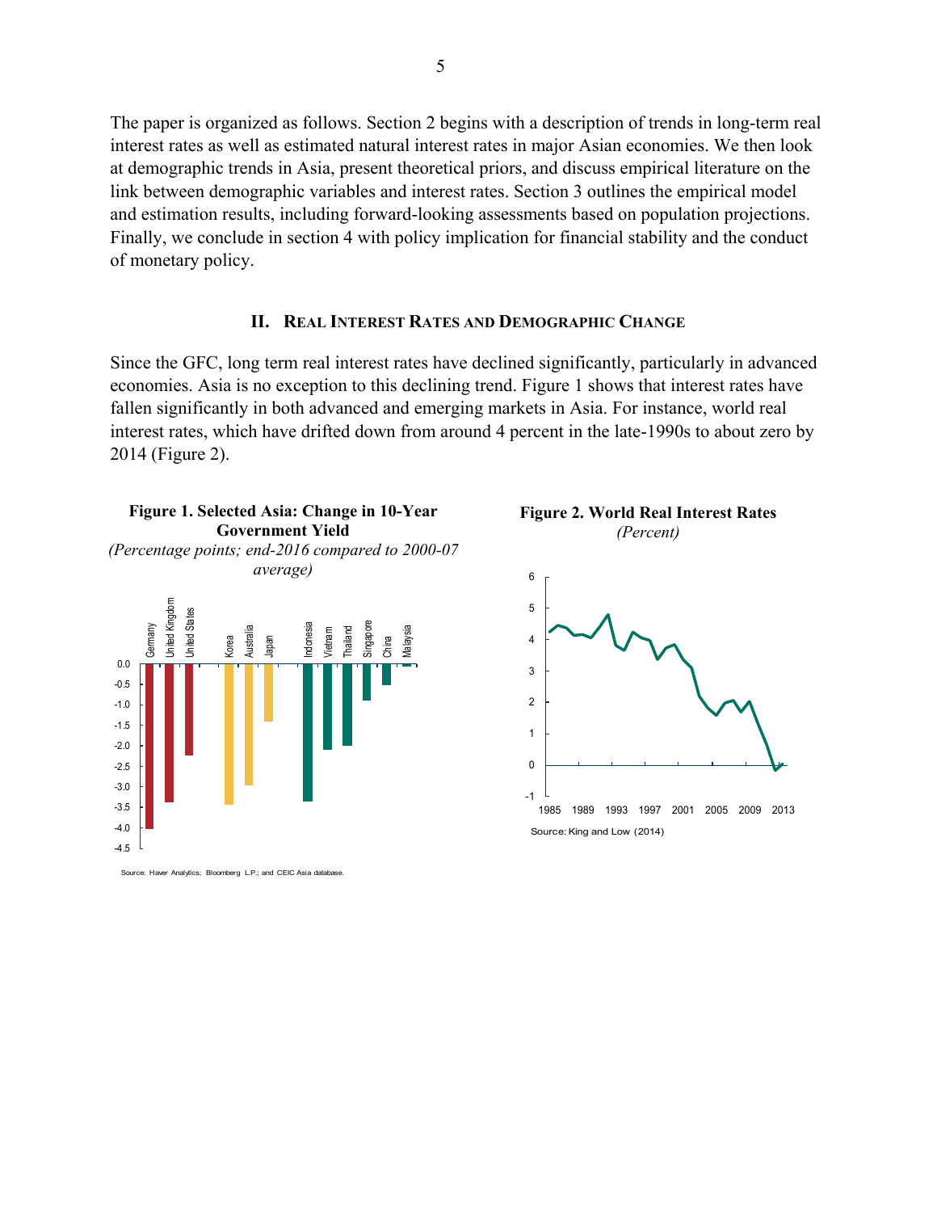The paper is organized as follows. Section 2 begins with a description of trends in long-term real interest rates as well as estimated natural interest rates in major Asian economies. We then look at demographic trends in Asia, present theoretical priors, and discuss empirical literature on the link between demographic variables and interest rates. Section 3 outlines the empirical model and estimation results, including forward-looking assessments based on population projections. Finally, we conclude in section 4 with policy implication for financial stability and the conduct of monetary policy.

## II. Real Interest Rates and Demographic Change

Since the GFC, long term real interest rates have declined significantly, particularly in advanced economies. Asia is no exception to this declining trend. Figure 1 shows that interest rates have fallen significantly in both advanced and emerging markets in Asia. For instance, world real interest rates, which have drifted down from around 4 percent in the late-1990s to about zero by 2014 (Figure 2).

**Figure 1. Selected Asia: Change in 10-Year Government Yield**

*(Percentage points; end-2016 compared to 2000-07 average)*

Source: Haver Analytics; Bloomberg L.P.; and CEIC Asia database.

**Figure 2. World Real Interest Rates**

*(Percent)*

Source: King and Low (2014)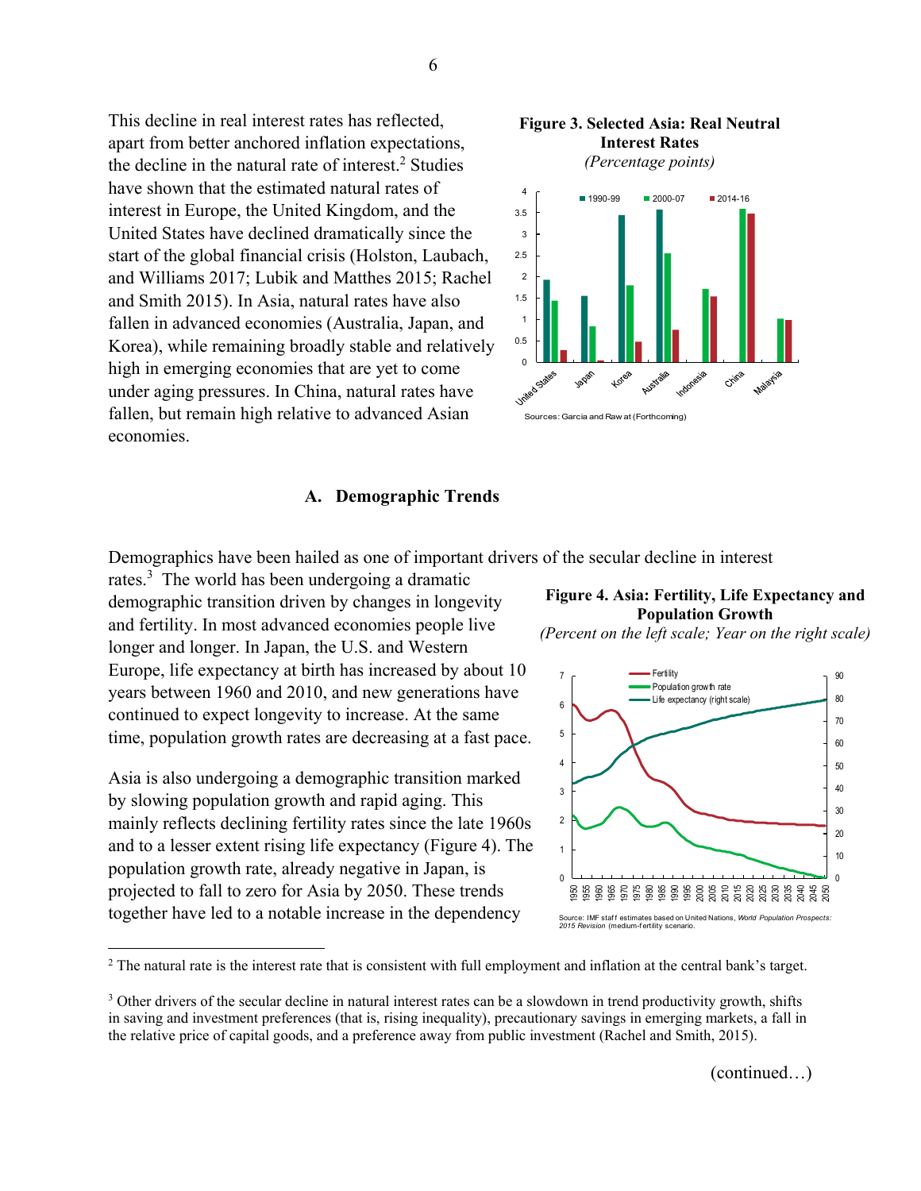This decline in real interest rates has reflected, apart from better anchored inflation expectations, the decline in the natural rate of interest.[2] Studies have shown that the estimated natural rates of interest in Europe, the United Kingdom, and the United States have declined dramatically since the start of the global financial crisis (Holston, Laubach, and Williams 2017; Lubik and Matthes 2015; Rachel and Smith 2015). In Asia, natural rates have also fallen in advanced economies (Australia, Japan, and Korea), while remaining broadly stable and relatively high in emerging economies that are yet to come under aging pressures. In China, natural rates have fallen, but remain high relative to advanced Asian economies.

**Figure 3. Selected Asia: Real Neutral Interest Rates**

*(Percentage points)*

Sources: Garcia and Rawat (Forthcoming)

## A. Demographic Trends

Demographics have been hailed as one of important drivers of the secular decline in interest rates.[3] The world has been undergoing a dramatic demographic transition driven by changes in longevity and fertility. In most advanced economies people live longer and longer. In Japan, the U.S. and Western Europe, life expectancy at birth has increased by about 10 years between 1960 and 2010, and new generations have continued to expect longevity to increase. At the same time, population growth rates are decreasing at a fast pace.

Asia is also undergoing a demographic transition marked by slowing population growth and rapid aging. This mainly reflects declining fertility rates since the late 1960s and to a lesser extent rising life expectancy (Figure 4). The population growth rate, already negative in Japan, is projected to fall to zero for Asia by 2050. These trends together have led to a notable increase in the dependency

**Figure 4. Asia: Fertility, Life Expectancy and Population Growth**

*(Percent on the left scale; Year on the right scale)*

Source: IMF staff estimates based on United Nations, *World Population Prospects: 2015 Revision* (medium-fertility scenario).

---

[2] The natural rate is the interest rate that is consistent with full employment and inflation at the central bank's target.

[3] Other drivers of the secular decline in natural interest rates can be a slowdown in trend productivity growth, shifts in saving and investment preferences (that is, rising inequality), precautionary savings in emerging markets, a fall in the relative price of capital goods, and a preference away from public investment (Rachel and Smith, 2015).

(continued…)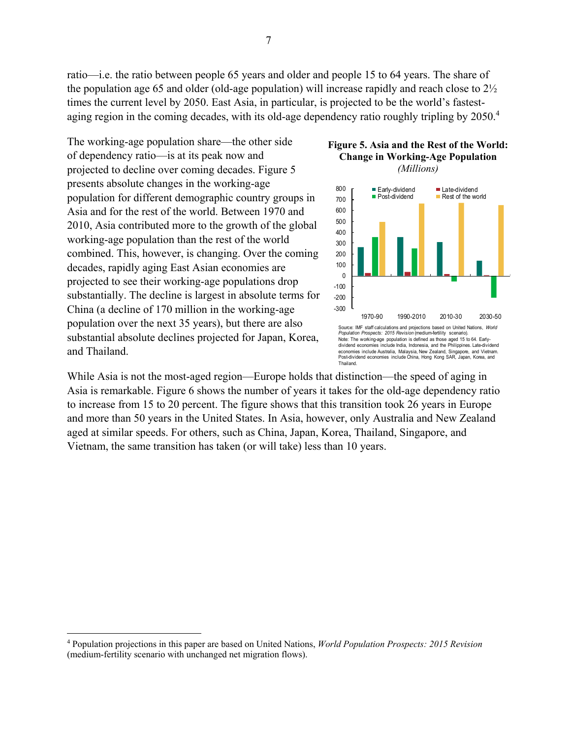ratio—i.e. the ratio between people 65 years and older and people 15 to 64 years. The share of the population age 65 and older (old-age population) will increase rapidly and reach close to 2½ times the current level by 2050. East Asia, in particular, is projected to be the world's fastest-aging region in the coming decades, with its old-age dependency ratio roughly tripling by 2050.[4]

The working-age population share—the other side of dependency ratio—is at its peak now and projected to decline over coming decades. Figure 5 presents absolute changes in the working-age population for different demographic country groups in Asia and for the rest of the world. Between 1970 and 2010, Asia contributed more to the growth of the global working-age population than the rest of the world combined. This, however, is changing. Over the coming decades, rapidly aging East Asian economies are projected to see their working-age populations drop substantially. The decline is largest in absolute terms for China (a decline of 170 million in the working-age population over the next 35 years), but there are also substantial absolute declines projected for Japan, Korea, and Thailand.

**Figure 5. Asia and the Rest of the World: Change in Working-Age Population**
*(Millions)*

Source: IMF staff calculations and projections based on United Nations, *World Population Prospects: 2015 Revision* (medium-fertility scenario).
Note: The working-age population is defined as those aged 15 to 64. Early-dividend economies include India, Indonesia, and the Philippines. Late-dividend economies include Australia, Malaysia, New Zealand, Singapore, and Vietnam. Post-dividend economies include China, Hong Kong SAR, Japan, Korea, and Thailand.

While Asia is not the most-aged region—Europe holds that distinction—the speed of aging in Asia is remarkable. Figure 6 shows the number of years it takes for the old-age dependency ratio to increase from 15 to 20 percent. The figure shows that this transition took 26 years in Europe and more than 50 years in the United States. In Asia, however, only Australia and New Zealand aged at similar speeds. For others, such as China, Japan, Korea, Thailand, Singapore, and Vietnam, the same transition has taken (or will take) less than 10 years.

[4] Population projections in this paper are based on United Nations, *World Population Prospects: 2015 Revision* (medium-fertility scenario with unchanged net migration flows).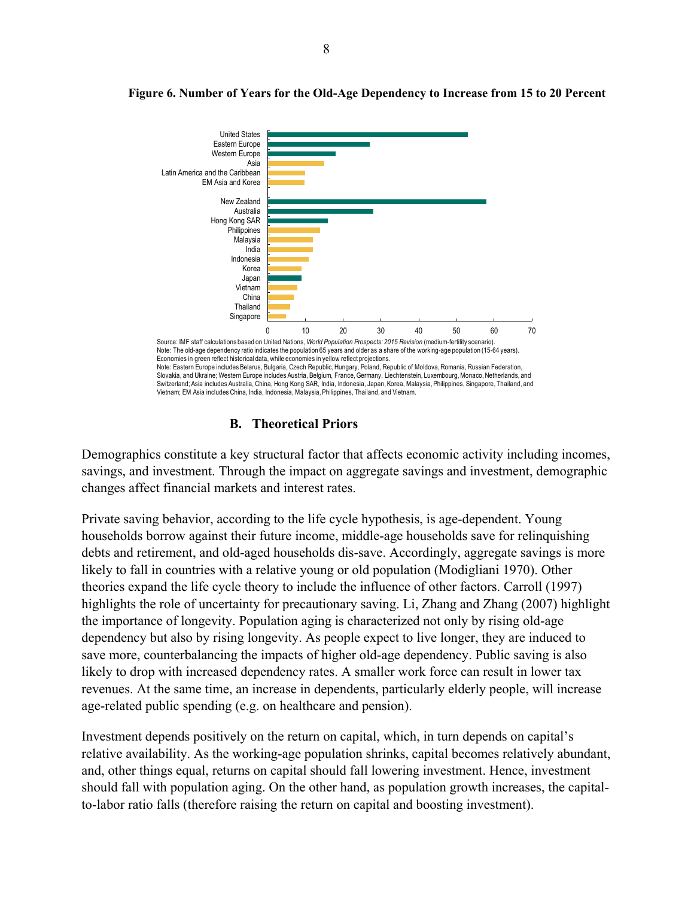**Figure 6. Number of Years for the Old-Age Dependency to Increase from 15 to 20 Percent**

Source: IMF staff calculations based on United Nations, *World Population Prospects: 2015 Revision* (medium-fertility scenario).
Note: The old-age dependency ratio indicates the population 65 years and older as a share of the working-age population (15-64 years). Economies in green reflect historical data, while economies in yellow reflect projections.
Note: Eastern Europe includes Belarus, Bulgaria, Czech Republic, Hungary, Poland, Republic of Moldova, Romania, Russian Federation, Slovakia, and Ukraine; Western Europe includes Austria, Belgium, France, Germany, Liechtenstein, Luxembourg, Monaco, Netherlands, and Switzerland; Asia includes Australia, China, Hong Kong SAR, India, Indonesia, Japan, Korea, Malaysia, Philippines, Singapore, Thailand, and Vietnam; EM Asia includes China, India, Indonesia, Malaysia, Philippines, Thailand, and Vietnam.

## B. Theoretical Priors

Demographics constitute a key structural factor that affects economic activity including incomes, savings, and investment. Through the impact on aggregate savings and investment, demographic changes affect financial markets and interest rates.

Private saving behavior, according to the life cycle hypothesis, is age-dependent. Young households borrow against their future income, middle-age households save for relinquishing debts and retirement, and old-aged households dis-save. Accordingly, aggregate savings is more likely to fall in countries with a relative young or old population (Modigliani 1970). Other theories expand the life cycle theory to include the influence of other factors. Carroll (1997) highlights the role of uncertainty for precautionary saving. Li, Zhang and Zhang (2007) highlight the importance of longevity. Population aging is characterized not only by rising old-age dependency but also by rising longevity. As people expect to live longer, they are induced to save more, counterbalancing the impacts of higher old-age dependency. Public saving is also likely to drop with increased dependency rates. A smaller work force can result in lower tax revenues. At the same time, an increase in dependents, particularly elderly people, will increase age-related public spending (e.g. on healthcare and pension).

Investment depends positively on the return on capital, which, in turn depends on capital's relative availability. As the working-age population shrinks, capital becomes relatively abundant, and, other things equal, returns on capital should fall lowering investment. Hence, investment should fall with population aging. On the other hand, as population growth increases, the capital-to-labor ratio falls (therefore raising the return on capital and boosting investment).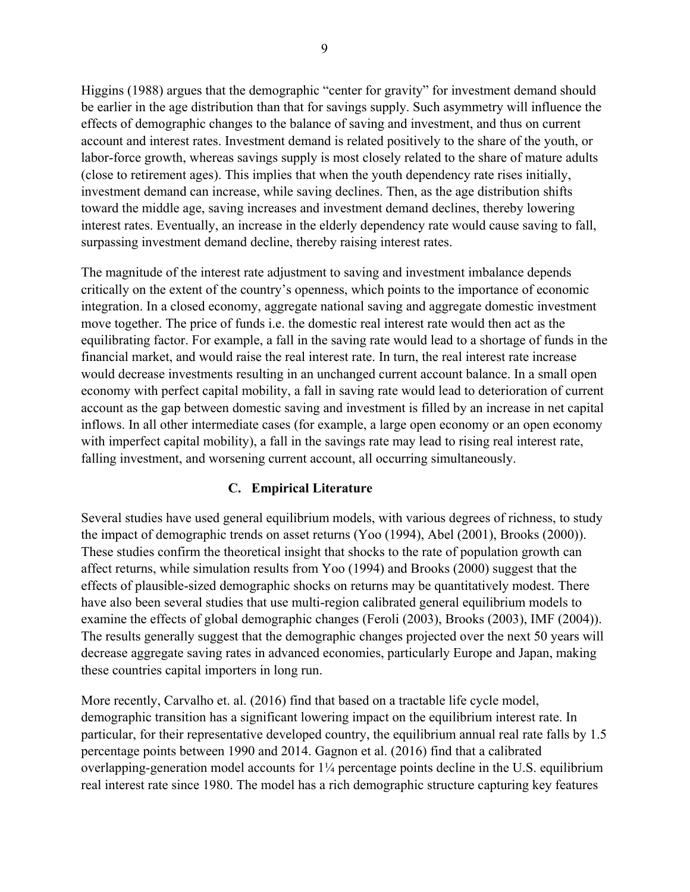Higgins (1988) argues that the demographic "center for gravity" for investment demand should be earlier in the age distribution than that for savings supply. Such asymmetry will influence the effects of demographic changes to the balance of saving and investment, and thus on current account and interest rates. Investment demand is related positively to the share of the youth, or labor-force growth, whereas savings supply is most closely related to the share of mature adults (close to retirement ages). This implies that when the youth dependency rate rises initially, investment demand can increase, while saving declines. Then, as the age distribution shifts toward the middle age, saving increases and investment demand declines, thereby lowering interest rates. Eventually, an increase in the elderly dependency rate would cause saving to fall, surpassing investment demand decline, thereby raising interest rates.

The magnitude of the interest rate adjustment to saving and investment imbalance depends critically on the extent of the country's openness, which points to the importance of economic integration. In a closed economy, aggregate national saving and aggregate domestic investment move together. The price of funds i.e. the domestic real interest rate would then act as the equilibrating factor. For example, a fall in the saving rate would lead to a shortage of funds in the financial market, and would raise the real interest rate. In turn, the real interest rate increase would decrease investments resulting in an unchanged current account balance. In a small open economy with perfect capital mobility, a fall in saving rate would lead to deterioration of current account as the gap between domestic saving and investment is filled by an increase in net capital inflows. In all other intermediate cases (for example, a large open economy or an open economy with imperfect capital mobility), a fall in the savings rate may lead to rising real interest rate, falling investment, and worsening current account, all occurring simultaneously.

### C. Empirical Literature

Several studies have used general equilibrium models, with various degrees of richness, to study the impact of demographic trends on asset returns (Yoo (1994), Abel (2001), Brooks (2000)). These studies confirm the theoretical insight that shocks to the rate of population growth can affect returns, while simulation results from Yoo (1994) and Brooks (2000) suggest that the effects of plausible-sized demographic shocks on returns may be quantitatively modest. There have also been several studies that use multi-region calibrated general equilibrium models to examine the effects of global demographic changes (Feroli (2003), Brooks (2003), IMF (2004)). The results generally suggest that the demographic changes projected over the next 50 years will decrease aggregate saving rates in advanced economies, particularly Europe and Japan, making these countries capital importers in long run.

More recently, Carvalho et. al. (2016) find that based on a tractable life cycle model, demographic transition has a significant lowering impact on the equilibrium interest rate. In particular, for their representative developed country, the equilibrium annual real rate falls by 1.5 percentage points between 1990 and 2014. Gagnon et al. (2016) find that a calibrated overlapping-generation model accounts for 1¼ percentage points decline in the U.S. equilibrium real interest rate since 1980. The model has a rich demographic structure capturing key features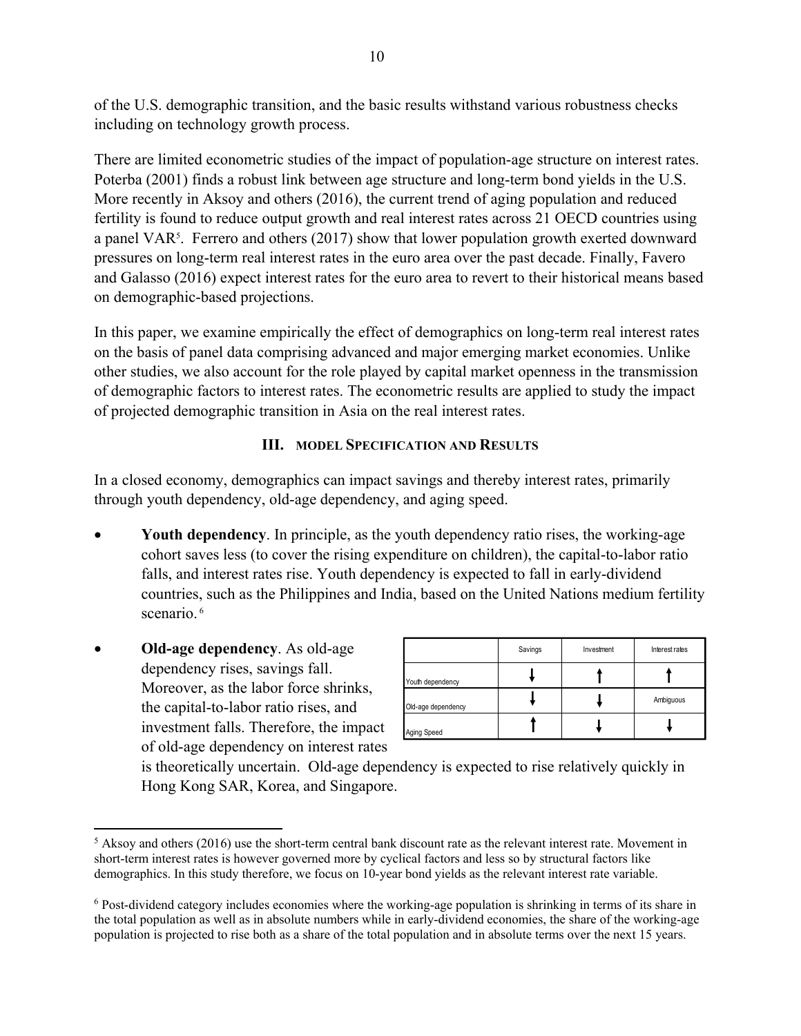of the U.S. demographic transition, and the basic results withstand various robustness checks including on technology growth process.

There are limited econometric studies of the impact of population-age structure on interest rates. Poterba (2001) finds a robust link between age structure and long-term bond yields in the U.S. More recently in Aksoy and others (2016), the current trend of aging population and reduced fertility is found to reduce output growth and real interest rates across 21 OECD countries using a panel VAR[5]. Ferrero and others (2017) show that lower population growth exerted downward pressures on long-term real interest rates in the euro area over the past decade. Finally, Favero and Galasso (2016) expect interest rates for the euro area to revert to their historical means based on demographic-based projections.

In this paper, we examine empirically the effect of demographics on long-term real interest rates on the basis of panel data comprising advanced and major emerging market economies. Unlike other studies, we also account for the role played by capital market openness in the transmission of demographic factors to interest rates. The econometric results are applied to study the impact of projected demographic transition in Asia on the real interest rates.

## III. Model Specification and Results

In a closed economy, demographics can impact savings and thereby interest rates, primarily through youth dependency, old-age dependency, and aging speed.

- **Youth dependency**. In principle, as the youth dependency ratio rises, the working-age cohort saves less (to cover the rising expenditure on children), the capital-to-labor ratio falls, and interest rates rise. Youth dependency is expected to fall in early-dividend countries, such as the Philippines and India, based on the United Nations medium fertility scenario.[6]
- **Old-age dependency**. As old-age dependency rises, savings fall. Moreover, as the labor force shrinks, the capital-to-labor ratio rises, and investment falls. Therefore, the impact of old-age dependency on interest rates is theoretically uncertain. Old-age dependency is expected to rise relatively quickly in Hong Kong SAR, Korea, and Singapore.

| | Savings | Investment | Interest rates |
|---|---|---|---|
| Youth dependency | ↓ | ↑ | ↑ |
| Old-age dependency | ↓ | ↓ | Ambiguous |
| Aging Speed | ↑ | ↓ | ↓ |

[5] Aksoy and others (2016) use the short-term central bank discount rate as the relevant interest rate. Movement in short-term interest rates is however governed more by cyclical factors and less so by structural factors like demographics. In this study therefore, we focus on 10-year bond yields as the relevant interest rate variable.

[6] Post-dividend category includes economies where the working-age population is shrinking in terms of its share in the total population as well as in absolute numbers while in early-dividend economies, the share of the working-age population is projected to rise both as a share of the total population and in absolute terms over the next 15 years.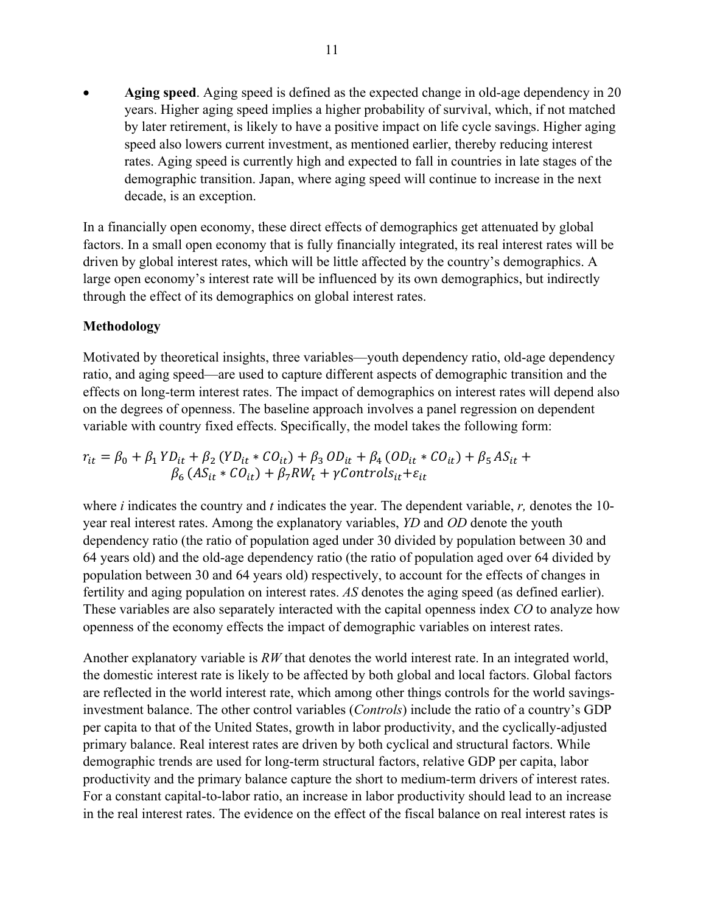- **Aging speed**. Aging speed is defined as the expected change in old-age dependency in 20 years. Higher aging speed implies a higher probability of survival, which, if not matched by later retirement, is likely to have a positive impact on life cycle savings. Higher aging speed also lowers current investment, as mentioned earlier, thereby reducing interest rates. Aging speed is currently high and expected to fall in countries in late stages of the demographic transition. Japan, where aging speed will continue to increase in the next decade, is an exception.

In a financially open economy, these direct effects of demographics get attenuated by global factors. In a small open economy that is fully financially integrated, its real interest rates will be driven by global interest rates, which will be little affected by the country's demographics. A large open economy's interest rate will be influenced by its own demographics, but indirectly through the effect of its demographics on global interest rates.

**Methodology**

Motivated by theoretical insights, three variables—youth dependency ratio, old-age dependency ratio, and aging speed—are used to capture different aspects of demographic transition and the effects on long-term interest rates. The impact of demographics on interest rates will depend also on the degrees of openness. The baseline approach involves a panel regression on dependent variable with country fixed effects. Specifically, the model takes the following form:

$$r_{it} = \beta_0 + \beta_1 YD_{it} + \beta_2 (YD_{it} * CO_{it}) + \beta_3 OD_{it} + \beta_4 (OD_{it} * CO_{it}) + \beta_5 AS_{it} + \beta_6 (AS_{it} * CO_{it}) + \beta_7 RW_t + \gamma Controls_{it} + \varepsilon_{it}$$

where *i* indicates the country and *t* indicates the year. The dependent variable, *r,* denotes the 10-year real interest rates. Among the explanatory variables, *YD* and *OD* denote the youth dependency ratio (the ratio of population aged under 30 divided by population between 30 and 64 years old) and the old-age dependency ratio (the ratio of population aged over 64 divided by population between 30 and 64 years old) respectively, to account for the effects of changes in fertility and aging population on interest rates. *AS* denotes the aging speed (as defined earlier). These variables are also separately interacted with the capital openness index *CO* to analyze how openness of the economy effects the impact of demographic variables on interest rates.

Another explanatory variable is *RW* that denotes the world interest rate. In an integrated world, the domestic interest rate is likely to be affected by both global and local factors. Global factors are reflected in the world interest rate, which among other things controls for the world savings-investment balance. The other control variables (*Controls*) include the ratio of a country's GDP per capita to that of the United States, growth in labor productivity, and the cyclically-adjusted primary balance. Real interest rates are driven by both cyclical and structural factors. While demographic trends are used for long-term structural factors, relative GDP per capita, labor productivity and the primary balance capture the short to medium-term drivers of interest rates. For a constant capital-to-labor ratio, an increase in labor productivity should lead to an increase in the real interest rates. The evidence on the effect of the fiscal balance on real interest rates is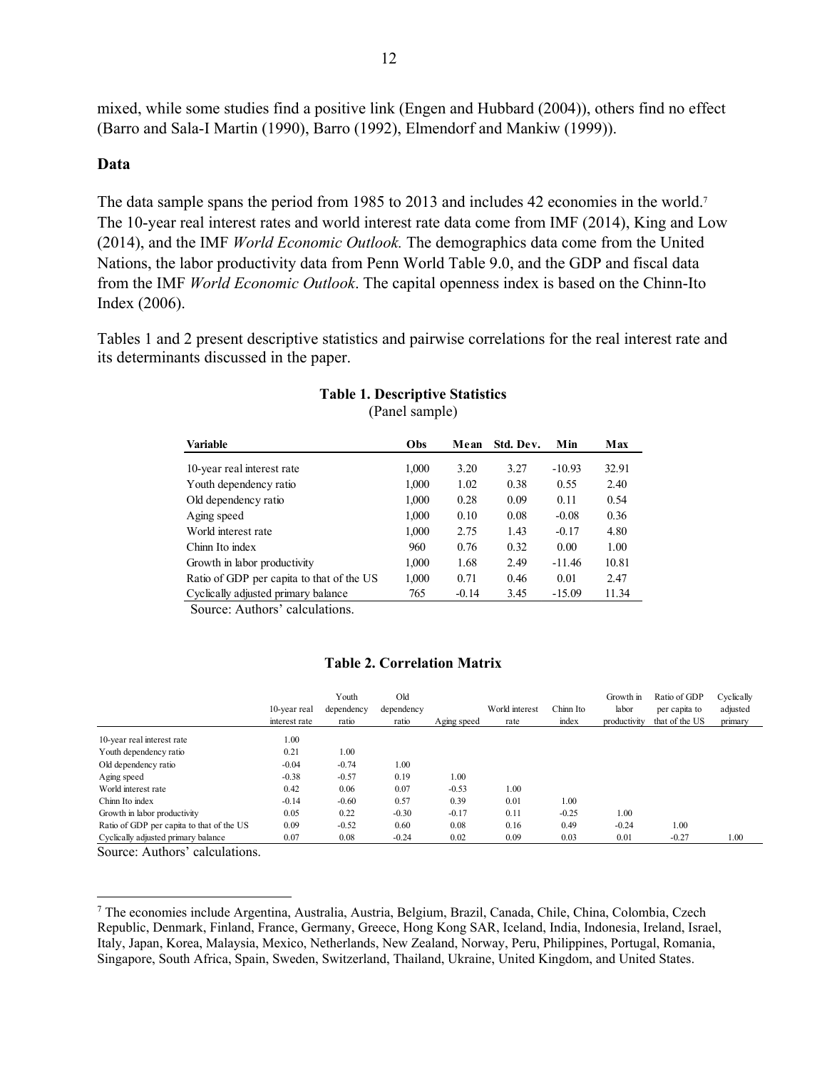mixed, while some studies find a positive link (Engen and Hubbard (2004)), others find no effect (Barro and Sala-I Martin (1990), Barro (1992), Elmendorf and Mankiw (1999)).

### Data

The data sample spans the period from 1985 to 2013 and includes 42 economies in the world.[7] The 10-year real interest rates and world interest rate data come from IMF (2014), King and Low (2014), and the IMF *World Economic Outlook.* The demographics data come from the United Nations, the labor productivity data from Penn World Table 9.0, and the GDP and fiscal data from the IMF *World Economic Outlook*. The capital openness index is based on the Chinn-Ito Index (2006).

Tables 1 and 2 present descriptive statistics and pairwise correlations for the real interest rate and its determinants discussed in the paper.

**Table 1. Descriptive Statistics**
(Panel sample)

| Variable | Obs | Mean | Std. Dev. | Min | Max |
|---|---|---|---|---|---|
| 10-year real interest rate | 1,000 | 3.20 | 3.27 | -10.93 | 32.91 |
| Youth dependency ratio | 1,000 | 1.02 | 0.38 | 0.55 | 2.40 |
| Old dependency ratio | 1,000 | 0.28 | 0.09 | 0.11 | 0.54 |
| Aging speed | 1,000 | 0.10 | 0.08 | -0.08 | 0.36 |
| World interest rate | 1,000 | 2.75 | 1.43 | -0.17 | 4.80 |
| Chinn Ito index | 960 | 0.76 | 0.32 | 0.00 | 1.00 |
| Growth in labor productivity | 1,000 | 1.68 | 2.49 | -11.46 | 10.81 |
| Ratio of GDP per capita to that of the US | 1,000 | 0.71 | 0.46 | 0.01 | 2.47 |
| Cyclically adjusted primary balance | 765 | -0.14 | 3.45 | -15.09 | 11.34 |

Source: Authors' calculations.

**Table 2. Correlation Matrix**

| | 10-year real interest rate | Youth dependency ratio | Old dependency ratio | Aging speed | World interest rate | Chinn Ito index | Growth in labor productivity | Ratio of GDP per capita to that of the US | Cyclically adjusted primary |
|---|---|---|---|---|---|---|---|---|---|
| 10-year real interest rate | 1.00 | | | | | | | | |
| Youth dependency ratio | 0.21 | 1.00 | | | | | | | |
| Old dependency ratio | -0.04 | -0.74 | 1.00 | | | | | | |
| Aging speed | -0.38 | -0.57 | 0.19 | 1.00 | | | | | |
| World interest rate | 0.42 | 0.06 | 0.07 | -0.53 | 1.00 | | | | |
| Chinn Ito index | -0.14 | -0.60 | 0.57 | 0.39 | 0.01 | 1.00 | | | |
| Growth in labor productivity | 0.05 | 0.22 | -0.30 | -0.17 | 0.11 | -0.25 | 1.00 | | |
| Ratio of GDP per capita to that of the US | 0.09 | -0.52 | 0.60 | 0.08 | 0.16 | 0.49 | -0.24 | 1.00 | |
| Cyclically adjusted primary balance | 0.07 | 0.08 | -0.24 | 0.02 | 0.09 | 0.03 | 0.01 | -0.27 | 1.00 |

Source: Authors' calculations.

[7] The economies include Argentina, Australia, Austria, Belgium, Brazil, Canada, Chile, China, Colombia, Czech Republic, Denmark, Finland, France, Germany, Greece, Hong Kong SAR, Iceland, India, Indonesia, Ireland, Israel, Italy, Japan, Korea, Malaysia, Mexico, Netherlands, New Zealand, Norway, Peru, Philippines, Portugal, Romania, Singapore, South Africa, Spain, Sweden, Switzerland, Thailand, Ukraine, United Kingdom, and United States.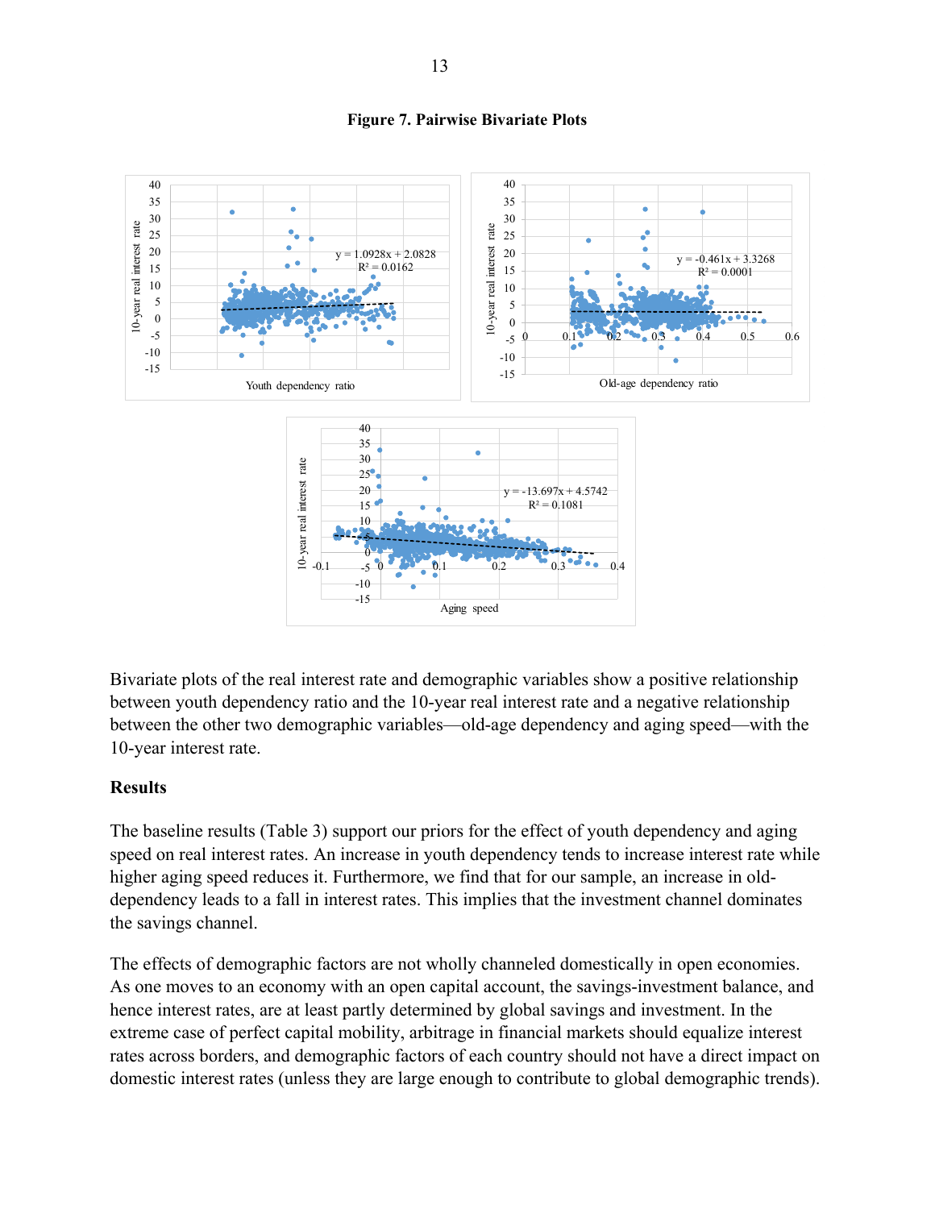**Figure 7. Pairwise Bivariate Plots**

Bivariate plots of the real interest rate and demographic variables show a positive relationship between youth dependency ratio and the 10-year real interest rate and a negative relationship between the other two demographic variables—old-age dependency and aging speed—with the 10-year interest rate.

## Results

The baseline results (Table 3) support our priors for the effect of youth dependency and aging speed on real interest rates. An increase in youth dependency tends to increase interest rate while higher aging speed reduces it. Furthermore, we find that for our sample, an increase in old-dependency leads to a fall in interest rates. This implies that the investment channel dominates the savings channel.

The effects of demographic factors are not wholly channeled domestically in open economies. As one moves to an economy with an open capital account, the savings-investment balance, and hence interest rates, are at least partly determined by global savings and investment. In the extreme case of perfect capital mobility, arbitrage in financial markets should equalize interest rates across borders, and demographic factors of each country should not have a direct impact on domestic interest rates (unless they are large enough to contribute to global demographic trends).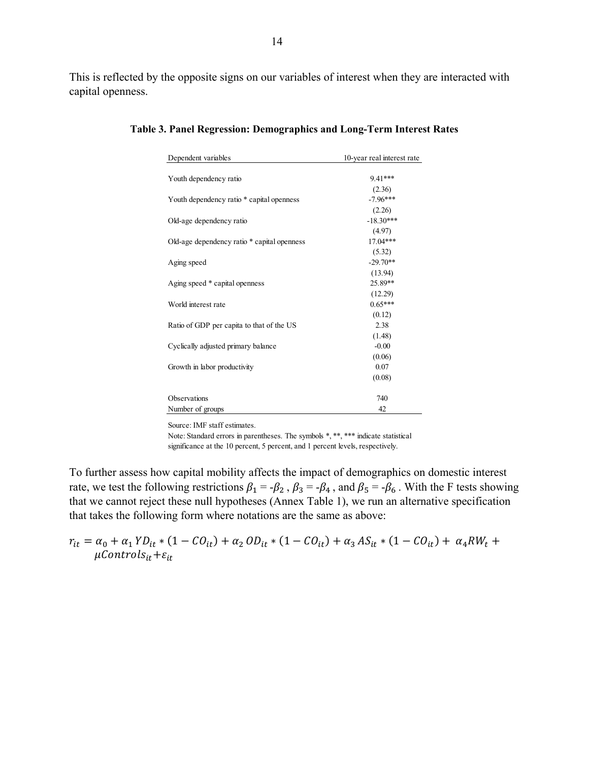This is reflected by the opposite signs on our variables of interest when they are interacted with capital openness.

**Table 3. Panel Regression: Demographics and Long-Term Interest Rates**

| Dependent variables | 10-year real interest rate |
|---|---|
| Youth dependency ratio | 9.41*** |
| | (2.36) |
| Youth dependency ratio * capital openness | -7.96*** |
| | (2.26) |
| Old-age dependency ratio | -18.30*** |
| | (4.97) |
| Old-age dependency ratio * capital openness | 17.04*** |
| | (5.32) |
| Aging speed | -29.70** |
| | (13.94) |
| Aging speed * capital openness | 25.89** |
| | (12.29) |
| World interest rate | 0.65*** |
| | (0.12) |
| Ratio of GDP per capita to that of the US | 2.38 |
| | (1.48) |
| Cyclically adjusted primary balance | -0.00 |
| | (0.06) |
| Growth in labor productivity | 0.07 |
| | (0.08) |
| Observations | 740 |
| Number of groups | 42 |

Source: IMF staff estimates.

Note: Standard errors in parentheses. The symbols *, **, *** indicate statistical significance at the 10 percent, 5 percent, and 1 percent levels, respectively.

To further assess how capital mobility affects the impact of demographics on domestic interest rate, we test the following restrictions $\beta_1 = -\beta_2$ , $\beta_3 = -\beta_4$ , and $\beta_5 = -\beta_6$ . With the F tests showing that we cannot reject these null hypotheses (Annex Table 1), we run an alternative specification that takes the following form where notations are the same as above:

$$r_{it} = \alpha_0 + \alpha_1 YD_{it} * (1 - CO_{it}) + \alpha_2 OD_{it} * (1 - CO_{it}) + \alpha_3 AS_{it} * (1 - CO_{it}) + \alpha_4 RW_t + \mu Controls_{it} + \varepsilon_{it}$$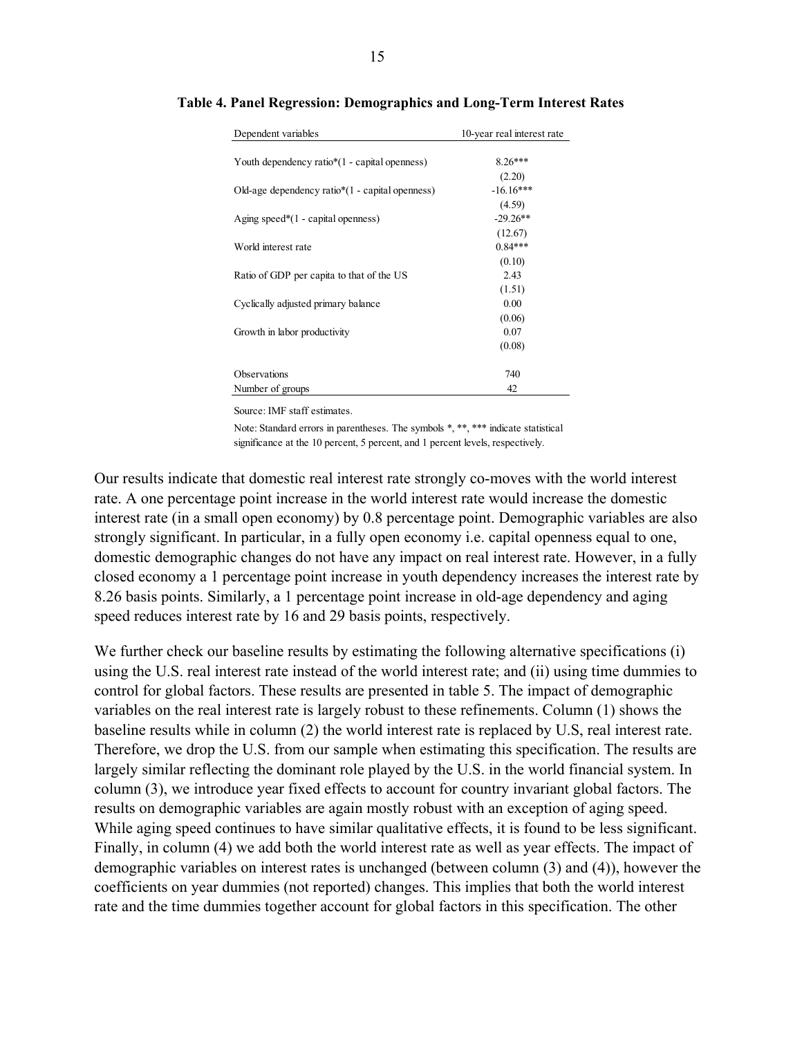**Table 4. Panel Regression: Demographics and Long-Term Interest Rates**

| Dependent variables | 10-year real interest rate |
|---|---|
| Youth dependency ratio*(1 - capital openness) | 8.26*** |
| | (2.20) |
| Old-age dependency ratio*(1 - capital openness) | -16.16*** |
| | (4.59) |
| Aging speed*(1 - capital openness) | -29.26** |
| | (12.67) |
| World interest rate | 0.84*** |
| | (0.10) |
| Ratio of GDP per capita to that of the US | 2.43 |
| | (1.51) |
| Cyclically adjusted primary balance | 0.00 |
| | (0.06) |
| Growth in labor productivity | 0.07 |
| | (0.08) |
| Observations | 740 |
| Number of groups | 42 |

Source: IMF staff estimates.

Note: Standard errors in parentheses. The symbols *, **, *** indicate statistical significance at the 10 percent, 5 percent, and 1 percent levels, respectively.

Our results indicate that domestic real interest rate strongly co-moves with the world interest rate. A one percentage point increase in the world interest rate would increase the domestic interest rate (in a small open economy) by 0.8 percentage point. Demographic variables are also strongly significant. In particular, in a fully open economy i.e. capital openness equal to one, domestic demographic changes do not have any impact on real interest rate. However, in a fully closed economy a 1 percentage point increase in youth dependency increases the interest rate by 8.26 basis points. Similarly, a 1 percentage point increase in old-age dependency and aging speed reduces interest rate by 16 and 29 basis points, respectively.

We further check our baseline results by estimating the following alternative specifications (i) using the U.S. real interest rate instead of the world interest rate; and (ii) using time dummies to control for global factors. These results are presented in table 5. The impact of demographic variables on the real interest rate is largely robust to these refinements. Column (1) shows the baseline results while in column (2) the world interest rate is replaced by U.S, real interest rate. Therefore, we drop the U.S. from our sample when estimating this specification. The results are largely similar reflecting the dominant role played by the U.S. in the world financial system. In column (3), we introduce year fixed effects to account for country invariant global factors. The results on demographic variables are again mostly robust with an exception of aging speed. While aging speed continues to have similar qualitative effects, it is found to be less significant. Finally, in column (4) we add both the world interest rate as well as year effects. The impact of demographic variables on interest rates is unchanged (between column (3) and (4)), however the coefficients on year dummies (not reported) changes. This implies that both the world interest rate and the time dummies together account for global factors in this specification. The other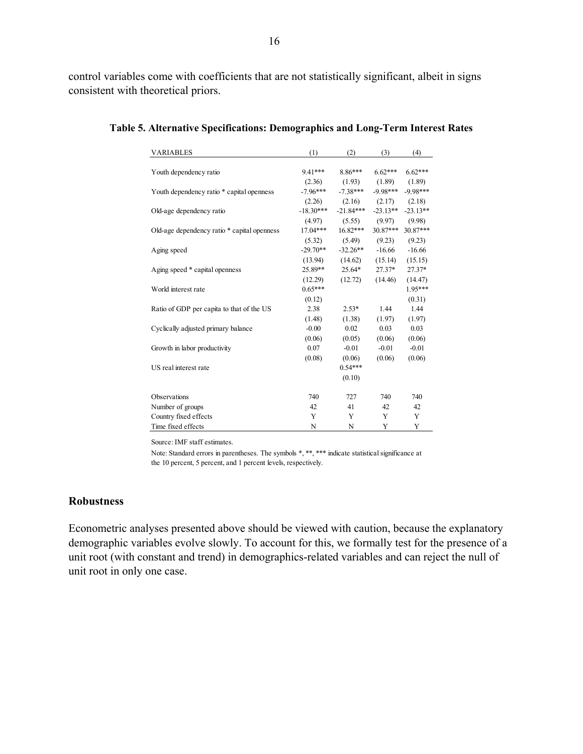control variables come with coefficients that are not statistically significant, albeit in signs consistent with theoretical priors.

**Table 5. Alternative Specifications: Demographics and Long-Term Interest Rates**

| VARIABLES | (1) | (2) | (3) | (4) |
|---|---|---|---|---|
| Youth dependency ratio | 9.41*** | 8.86*** | 6.62*** | 6.62*** |
| | (2.36) | (1.93) | (1.89) | (1.89) |
| Youth dependency ratio * capital openness | -7.96*** | -7.38*** | -9.98*** | -9.98*** |
| | (2.26) | (2.16) | (2.17) | (2.18) |
| Old-age dependency ratio | -18.30*** | -21.84*** | -23.13** | -23.13** |
| | (4.97) | (5.55) | (9.97) | (9.98) |
| Old-age dependency ratio * capital openness | 17.04*** | 16.82*** | 30.87*** | 30.87*** |
| | (5.32) | (5.49) | (9.23) | (9.23) |
| Aging speed | -29.70** | -32.26** | -16.66 | -16.66 |
| | (13.94) | (14.62) | (15.14) | (15.15) |
| Aging speed * capital openness | 25.89** | 25.64* | 27.37* | 27.37* |
| | (12.29) | (12.72) | (14.46) | (14.47) |
| World interest rate | 0.65*** | | | 1.95*** |
| | (0.12) | | | (0.31) |
| Ratio of GDP per capita to that of the US | 2.38 | 2.53* | 1.44 | 1.44 |
| | (1.48) | (1.38) | (1.97) | (1.97) |
| Cyclically adjusted primary balance | -0.00 | 0.02 | 0.03 | 0.03 |
| | (0.06) | (0.05) | (0.06) | (0.06) |
| Growth in labor productivity | 0.07 | -0.01 | -0.01 | -0.01 |
| | (0.08) | (0.06) | (0.06) | (0.06) |
| US real interest rate | | 0.54*** | | |
| | | (0.10) | | |
| Observations | 740 | 727 | 740 | 740 |
| Number of groups | 42 | 41 | 42 | 42 |
| Country fixed effects | Y | Y | Y | Y |
| Time fixed effects | N | N | Y | Y |

Source: IMF staff estimates.

Note: Standard errors in parentheses. The symbols *, **, *** indicate statistical significance at the 10 percent, 5 percent, and 1 percent levels, respectively.

### Robustness

Econometric analyses presented above should be viewed with caution, because the explanatory demographic variables evolve slowly. To account for this, we formally test for the presence of a unit root (with constant and trend) in demographics-related variables and can reject the null of unit root in only one case.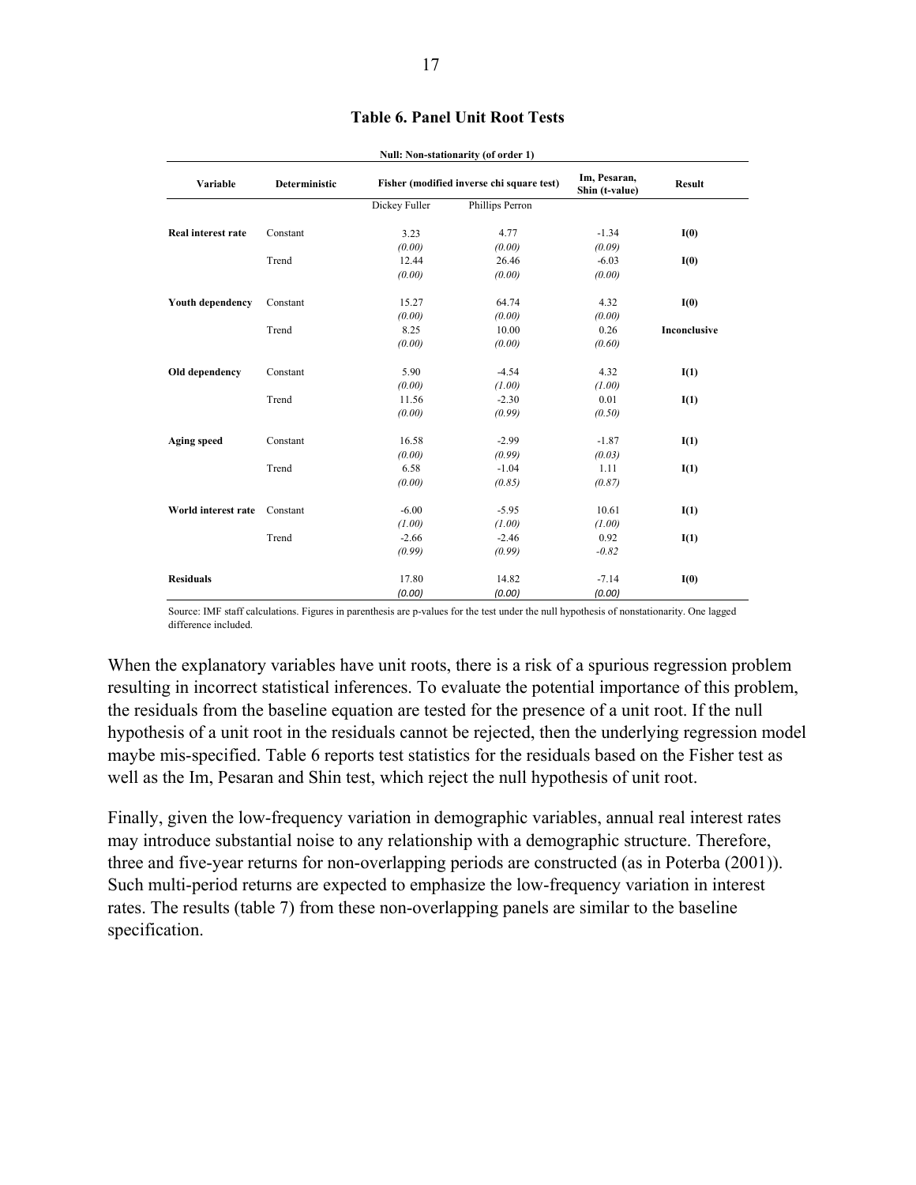**Table 6. Panel Unit Root Tests**

| Null: Non-stationarity (of order 1) | | | | | |
|---|---|---|---|---|---|
| **Variable** | **Deterministic** | **Fisher (modified inverse chi square test)** | | **Im, Pesaran, Shin (t-value)** | **Result** |
| | | Dickey Fuller | Phillips Perron | | |
| **Real interest rate** | Constant | 3.23 | 4.77 | -1.34 | **I(0)** |
| | | *(0.00)* | *(0.00)* | *(0.09)* | |
| | Trend | 12.44 | 26.46 | -6.03 | **I(0)** |
| | | *(0.00)* | *(0.00)* | *(0.00)* | |
| **Youth dependency** | Constant | 15.27 | 64.74 | 4.32 | **I(0)** |
| | | *(0.00)* | *(0.00)* | *(0.00)* | |
| | Trend | 8.25 | 10.00 | 0.26 | **Inconclusive** |
| | | *(0.00)* | *(0.00)* | *(0.60)* | |
| **Old dependency** | Constant | 5.90 | -4.54 | 4.32 | **I(1)** |
| | | *(0.00)* | *(1.00)* | *(1.00)* | |
| | Trend | 11.56 | -2.30 | 0.01 | **I(1)** |
| | | *(0.00)* | *(0.99)* | *(0.50)* | |
| **Aging speed** | Constant | 16.58 | -2.99 | -1.87 | **I(1)** |
| | | *(0.00)* | *(0.99)* | *(0.03)* | |
| | Trend | 6.58 | -1.04 | 1.11 | **I(1)** |
| | | *(0.00)* | *(0.85)* | *(0.87)* | |
| **World interest rate** | Constant | -6.00 | -5.95 | 10.61 | **I(1)** |
| | | *(1.00)* | *(1.00)* | *(1.00)* | |
| | Trend | -2.66 | -2.46 | 0.92 | **I(1)** |
| | | *(0.99)* | *(0.99)* | *-0.82* | |
| **Residuals** | | 17.80 | 14.82 | -7.14 | **I(0)** |
| | | *(0.00)* | *(0.00)* | *(0.00)* | |

Source: IMF staff calculations. Figures in parenthesis are p-values for the test under the null hypothesis of nonstationarity. One lagged difference included.

When the explanatory variables have unit roots, there is a risk of a spurious regression problem resulting in incorrect statistical inferences. To evaluate the potential importance of this problem, the residuals from the baseline equation are tested for the presence of a unit root. If the null hypothesis of a unit root in the residuals cannot be rejected, then the underlying regression model maybe mis-specified. Table 6 reports test statistics for the residuals based on the Fisher test as well as the Im, Pesaran and Shin test, which reject the null hypothesis of unit root.

Finally, given the low-frequency variation in demographic variables, annual real interest rates may introduce substantial noise to any relationship with a demographic structure. Therefore, three and five-year returns for non-overlapping periods are constructed (as in Poterba (2001)). Such multi-period returns are expected to emphasize the low-frequency variation in interest rates. The results (table 7) from these non-overlapping panels are similar to the baseline specification.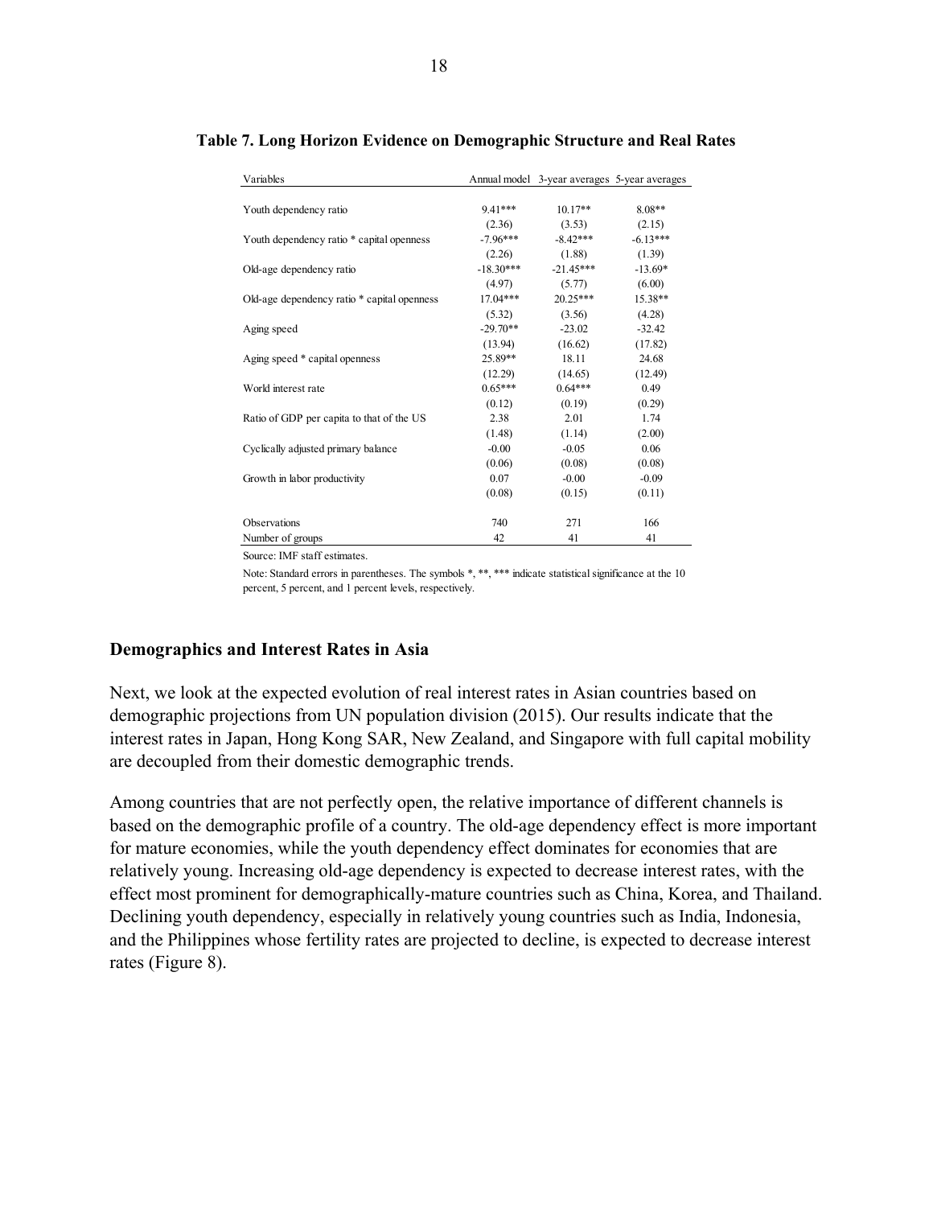**Table 7. Long Horizon Evidence on Demographic Structure and Real Rates**

| Variables | Annual model | 3-year averages | 5-year averages |
|---|---|---|---|
| Youth dependency ratio | 9.41*** | 10.17** | 8.08** |
| | (2.36) | (3.53) | (2.15) |
| Youth dependency ratio * capital openness | -7.96*** | -8.42*** | -6.13*** |
| | (2.26) | (1.88) | (1.39) |
| Old-age dependency ratio | -18.30*** | -21.45*** | -13.69* |
| | (4.97) | (5.77) | (6.00) |
| Old-age dependency ratio * capital openness | 17.04*** | 20.25*** | 15.38** |
| | (5.32) | (3.56) | (4.28) |
| Aging speed | -29.70** | -23.02 | -32.42 |
| | (13.94) | (16.62) | (17.82) |
| Aging speed * capital openness | 25.89** | 18.11 | 24.68 |
| | (12.29) | (14.65) | (12.49) |
| World interest rate | 0.65*** | 0.64*** | 0.49 |
| | (0.12) | (0.19) | (0.29) |
| Ratio of GDP per capita to that of the US | 2.38 | 2.01 | 1.74 |
| | (1.48) | (1.14) | (2.00) |
| Cyclically adjusted primary balance | -0.00 | -0.05 | 0.06 |
| | (0.06) | (0.08) | (0.08) |
| Growth in labor productivity | 0.07 | -0.00 | -0.09 |
| | (0.08) | (0.15) | (0.11) |
| Observations | 740 | 271 | 166 |
| Number of groups | 42 | 41 | 41 |

Source: IMF staff estimates.

Note: Standard errors in parentheses. The symbols *, **, *** indicate statistical significance at the 10 percent, 5 percent, and 1 percent levels, respectively.

### Demographics and Interest Rates in Asia

Next, we look at the expected evolution of real interest rates in Asian countries based on demographic projections from UN population division (2015). Our results indicate that the interest rates in Japan, Hong Kong SAR, New Zealand, and Singapore with full capital mobility are decoupled from their domestic demographic trends.

Among countries that are not perfectly open, the relative importance of different channels is based on the demographic profile of a country. The old-age dependency effect is more important for mature economies, while the youth dependency effect dominates for economies that are relatively young. Increasing old-age dependency is expected to decrease interest rates, with the effect most prominent for demographically-mature countries such as China, Korea, and Thailand. Declining youth dependency, especially in relatively young countries such as India, Indonesia, and the Philippines whose fertility rates are projected to decline, is expected to decrease interest rates (Figure 8).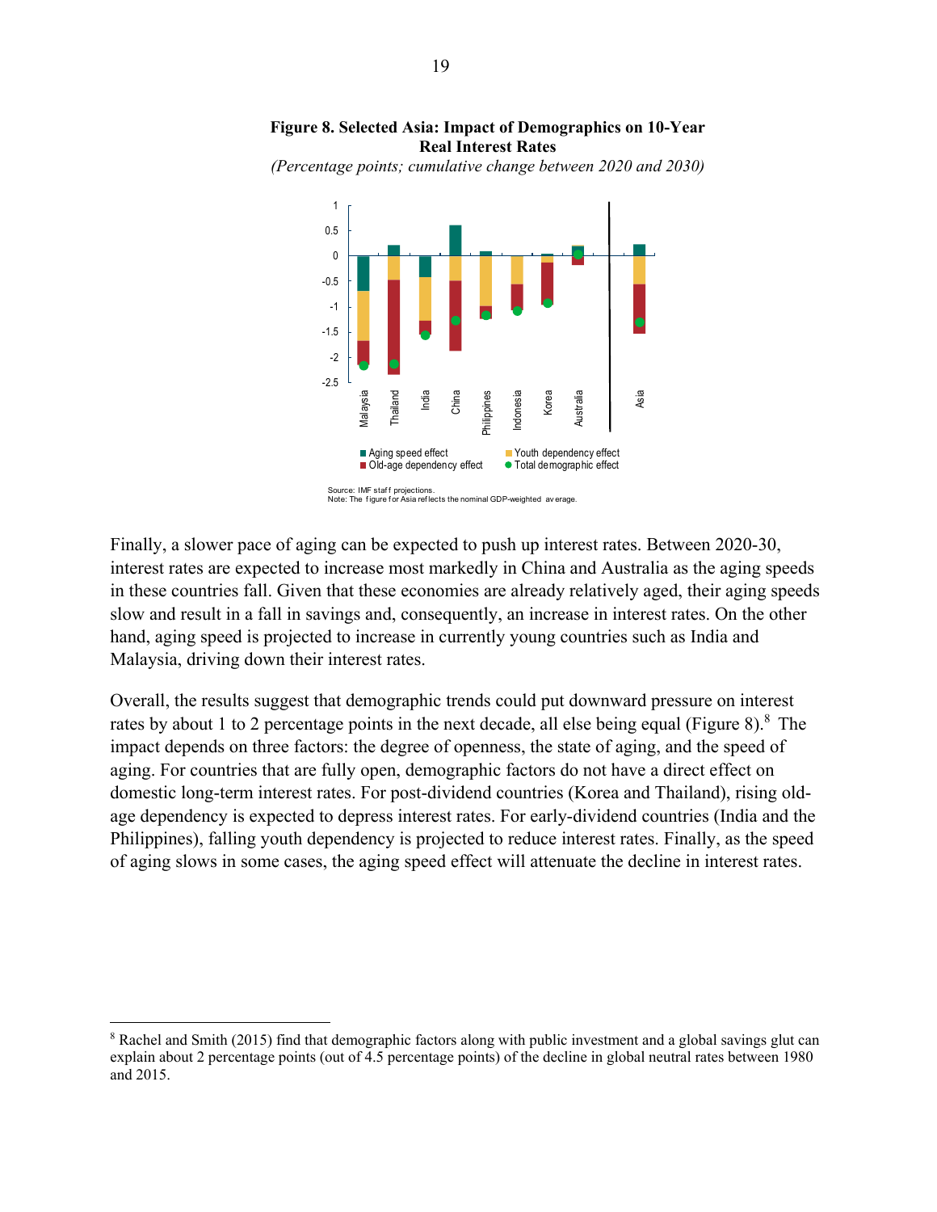**Figure 8. Selected Asia: Impact of Demographics on 10-Year Real Interest Rates**

*(Percentage points; cumulative change between 2020 and 2030)*

Source: IMF staff projections.
Note: The figure for Asia reflects the nominal GDP-weighted average.

Finally, a slower pace of aging can be expected to push up interest rates. Between 2020-30, interest rates are expected to increase most markedly in China and Australia as the aging speeds in these countries fall. Given that these economies are already relatively aged, their aging speeds slow and result in a fall in savings and, consequently, an increase in interest rates. On the other hand, aging speed is projected to increase in currently young countries such as India and Malaysia, driving down their interest rates.

Overall, the results suggest that demographic trends could put downward pressure on interest rates by about 1 to 2 percentage points in the next decade, all else being equal (Figure 8).[8] The impact depends on three factors: the degree of openness, the state of aging, and the speed of aging. For countries that are fully open, demographic factors do not have a direct effect on domestic long-term interest rates. For post-dividend countries (Korea and Thailand), rising old-age dependency is expected to depress interest rates. For early-dividend countries (India and the Philippines), falling youth dependency is projected to reduce interest rates. Finally, as the speed of aging slows in some cases, the aging speed effect will attenuate the decline in interest rates.

---

[8] Rachel and Smith (2015) find that demographic factors along with public investment and a global savings glut can explain about 2 percentage points (out of 4.5 percentage points) of the decline in global neutral rates between 1980 and 2015.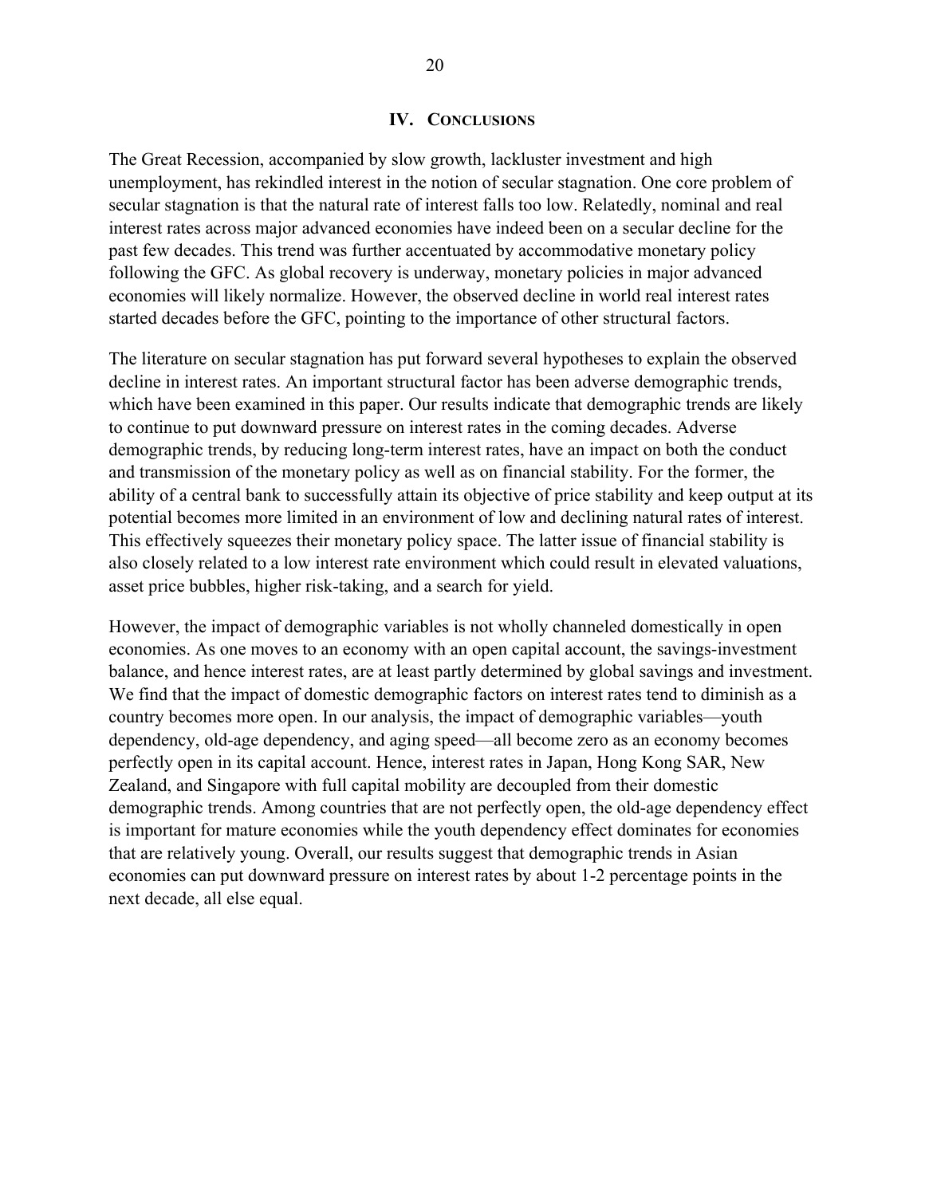## IV. CONCLUSIONS

The Great Recession, accompanied by slow growth, lackluster investment and high unemployment, has rekindled interest in the notion of secular stagnation. One core problem of secular stagnation is that the natural rate of interest falls too low. Relatedly, nominal and real interest rates across major advanced economies have indeed been on a secular decline for the past few decades. This trend was further accentuated by accommodative monetary policy following the GFC. As global recovery is underway, monetary policies in major advanced economies will likely normalize. However, the observed decline in world real interest rates started decades before the GFC, pointing to the importance of other structural factors.

The literature on secular stagnation has put forward several hypotheses to explain the observed decline in interest rates. An important structural factor has been adverse demographic trends, which have been examined in this paper. Our results indicate that demographic trends are likely to continue to put downward pressure on interest rates in the coming decades. Adverse demographic trends, by reducing long-term interest rates, have an impact on both the conduct and transmission of the monetary policy as well as on financial stability. For the former, the ability of a central bank to successfully attain its objective of price stability and keep output at its potential becomes more limited in an environment of low and declining natural rates of interest. This effectively squeezes their monetary policy space. The latter issue of financial stability is also closely related to a low interest rate environment which could result in elevated valuations, asset price bubbles, higher risk-taking, and a search for yield.

However, the impact of demographic variables is not wholly channeled domestically in open economies. As one moves to an economy with an open capital account, the savings-investment balance, and hence interest rates, are at least partly determined by global savings and investment. We find that the impact of domestic demographic factors on interest rates tend to diminish as a country becomes more open. In our analysis, the impact of demographic variables—youth dependency, old-age dependency, and aging speed—all become zero as an economy becomes perfectly open in its capital account. Hence, interest rates in Japan, Hong Kong SAR, New Zealand, and Singapore with full capital mobility are decoupled from their domestic demographic trends. Among countries that are not perfectly open, the old-age dependency effect is important for mature economies while the youth dependency effect dominates for economies that are relatively young. Overall, our results suggest that demographic trends in Asian economies can put downward pressure on interest rates by about 1-2 percentage points in the next decade, all else equal.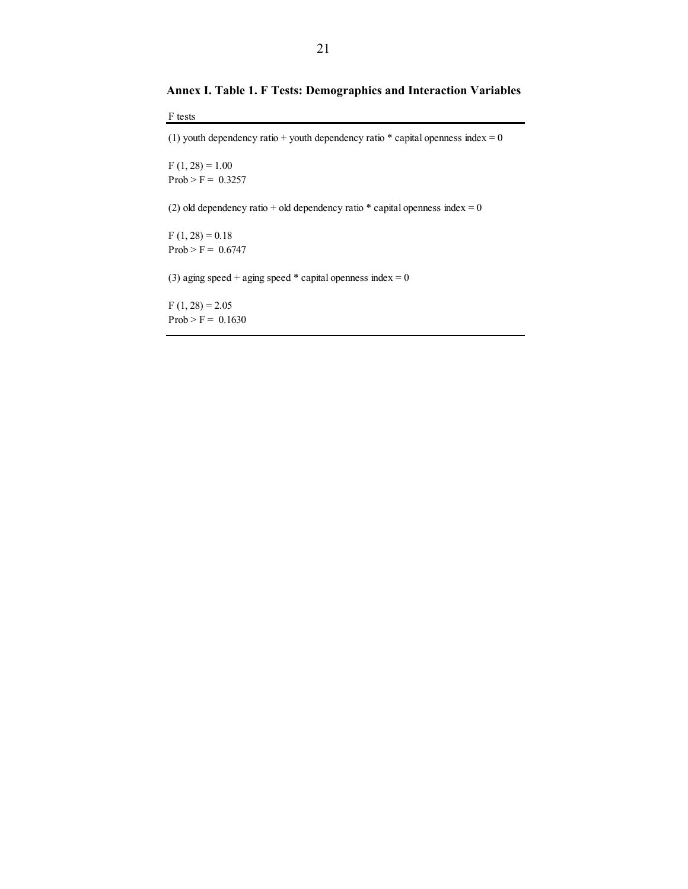### Annex I. Table 1. F Tests: Demographics and Interaction Variables

F tests

(1) youth dependency ratio + youth dependency ratio * capital openness index = 0

$F(1, 28) = 1.00$
$Prob > F = 0.3257$

(2) old dependency ratio + old dependency ratio * capital openness index = 0

$F(1, 28) = 0.18$
$Prob > F = 0.6747$

(3) aging speed + aging speed * capital openness index = 0

$F(1, 28) = 2.05$
$Prob > F = 0.1630$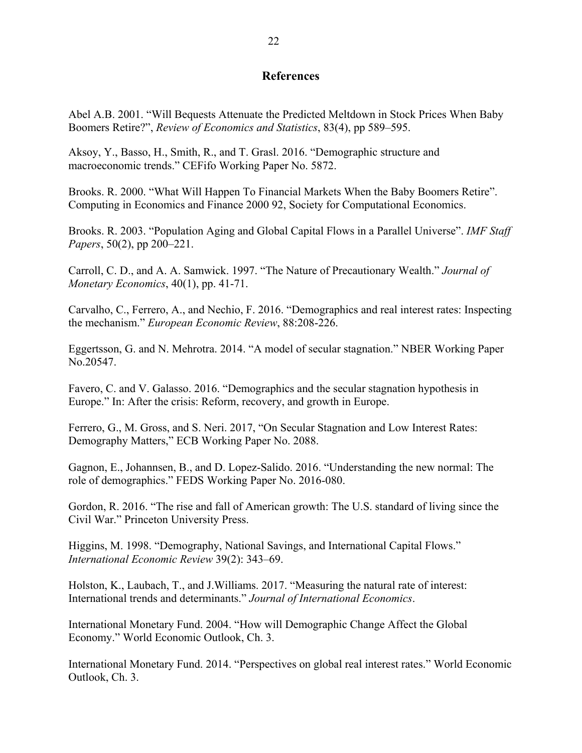## References

Abel A.B. 2001. "Will Bequests Attenuate the Predicted Meltdown in Stock Prices When Baby Boomers Retire?", *Review of Economics and Statistics*, 83(4), pp 589–595.

Aksoy, Y., Basso, H., Smith, R., and T. Grasl. 2016. "Demographic structure and macroeconomic trends." CEFifo Working Paper No. 5872.

Brooks. R. 2000. "What Will Happen To Financial Markets When the Baby Boomers Retire". Computing in Economics and Finance 2000 92, Society for Computational Economics.

Brooks. R. 2003. "Population Aging and Global Capital Flows in a Parallel Universe". *IMF Staff Papers*, 50(2), pp 200–221.

Carroll, C. D., and A. A. Samwick. 1997. "The Nature of Precautionary Wealth." *Journal of Monetary Economics*, 40(1), pp. 41-71.

Carvalho, C., Ferrero, A., and Nechio, F. 2016. "Demographics and real interest rates: Inspecting the mechanism." *European Economic Review*, 88:208-226.

Eggertsson, G. and N. Mehrotra. 2014. "A model of secular stagnation." NBER Working Paper No.20547.

Favero, C. and V. Galasso. 2016. "Demographics and the secular stagnation hypothesis in Europe." In: After the crisis: Reform, recovery, and growth in Europe.

Ferrero, G., M. Gross, and S. Neri. 2017, "On Secular Stagnation and Low Interest Rates: Demography Matters," ECB Working Paper No. 2088.

Gagnon, E., Johannsen, B., and D. Lopez-Salido. 2016. "Understanding the new normal: The role of demographics." FEDS Working Paper No. 2016-080.

Gordon, R. 2016. "The rise and fall of American growth: The U.S. standard of living since the Civil War." Princeton University Press.

Higgins, M. 1998. "Demography, National Savings, and International Capital Flows." *International Economic Review* 39(2): 343–69.

Holston, K., Laubach, T., and J.Williams. 2017. "Measuring the natural rate of interest: International trends and determinants." *Journal of International Economics*.

International Monetary Fund. 2004. "How will Demographic Change Affect the Global Economy." World Economic Outlook, Ch. 3.

International Monetary Fund. 2014. "Perspectives on global real interest rates." World Economic Outlook, Ch. 3.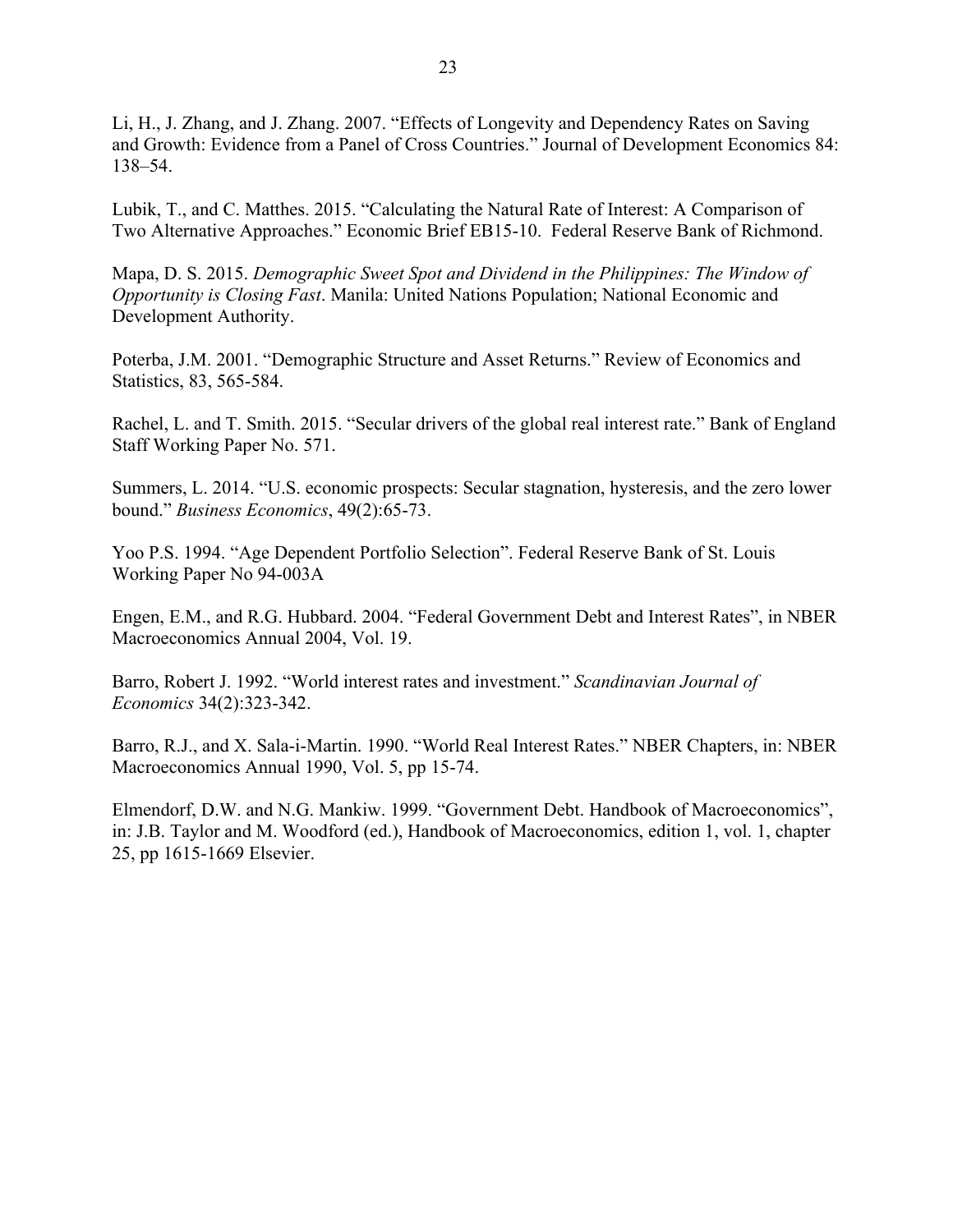Li, H., J. Zhang, and J. Zhang. 2007. "Effects of Longevity and Dependency Rates on Saving and Growth: Evidence from a Panel of Cross Countries." Journal of Development Economics 84: 138–54.

Lubik, T., and C. Matthes. 2015. "Calculating the Natural Rate of Interest: A Comparison of Two Alternative Approaches." Economic Brief EB15-10. Federal Reserve Bank of Richmond.

Mapa, D. S. 2015. *Demographic Sweet Spot and Dividend in the Philippines: The Window of Opportunity is Closing Fast*. Manila: United Nations Population; National Economic and Development Authority.

Poterba, J.M. 2001. "Demographic Structure and Asset Returns." Review of Economics and Statistics, 83, 565-584.

Rachel, L. and T. Smith. 2015. "Secular drivers of the global real interest rate." Bank of England Staff Working Paper No. 571.

Summers, L. 2014. "U.S. economic prospects: Secular stagnation, hysteresis, and the zero lower bound." *Business Economics*, 49(2):65-73.

Yoo P.S. 1994. "Age Dependent Portfolio Selection". Federal Reserve Bank of St. Louis Working Paper No 94-003A

Engen, E.M., and R.G. Hubbard. 2004. "Federal Government Debt and Interest Rates", in NBER Macroeconomics Annual 2004, Vol. 19.

Barro, Robert J. 1992. "World interest rates and investment." *Scandinavian Journal of Economics* 34(2):323-342.

Barro, R.J., and X. Sala-i-Martin. 1990. "World Real Interest Rates." NBER Chapters, in: NBER Macroeconomics Annual 1990, Vol. 5, pp 15-74.

Elmendorf, D.W. and N.G. Mankiw. 1999. "Government Debt. Handbook of Macroeconomics", in: J.B. Taylor and M. Woodford (ed.), Handbook of Macroeconomics, edition 1, vol. 1, chapter 25, pp 1615-1669 Elsevier.